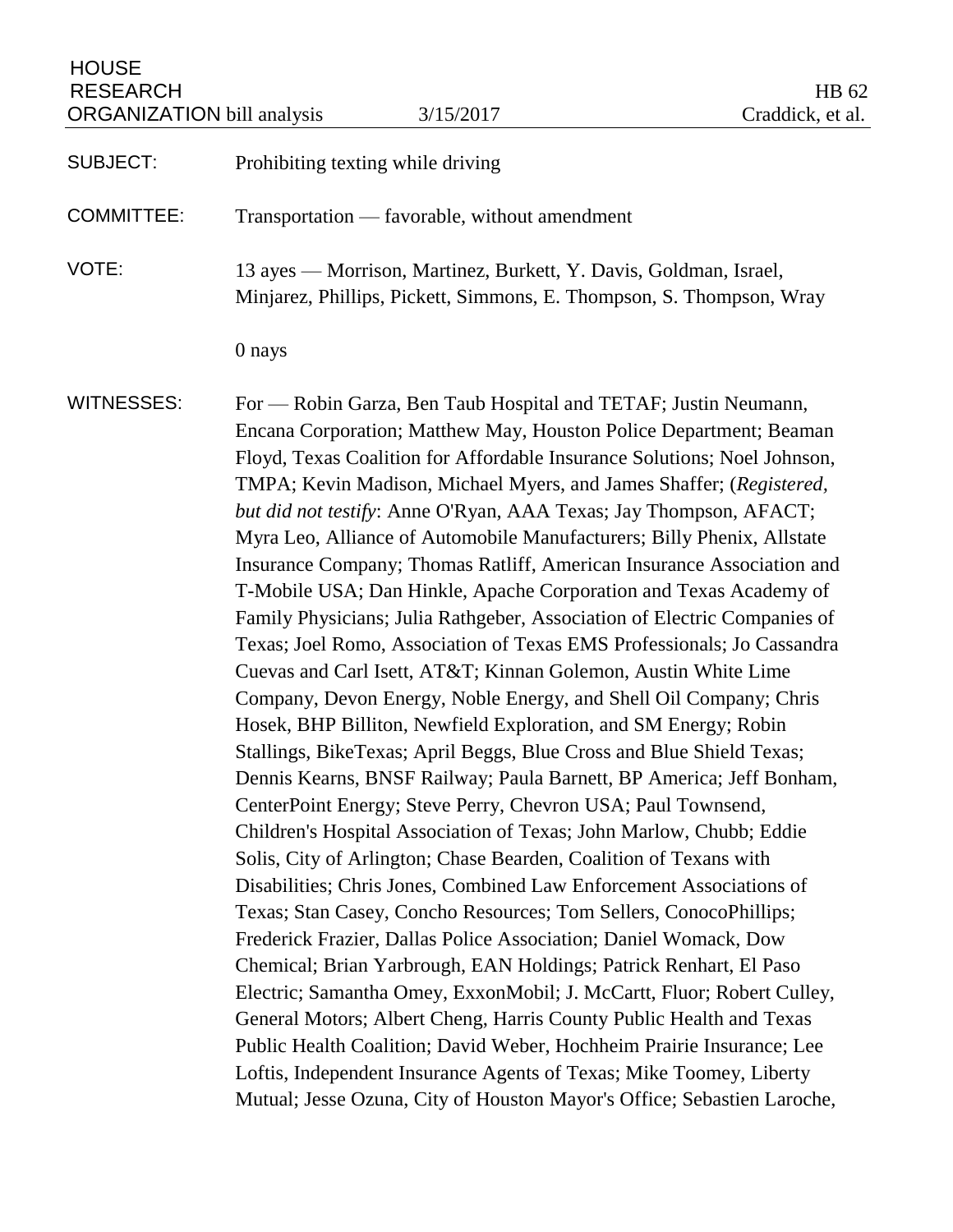HOUSE RESEARCH ORGANIZATION bill analysis — 3/15/2017 — HB 62 — Craddick, et al.

**SUBJECT:** Prohibiting texting while driving

**COMMITTEE:** Transportation — favorable, without amendment

**VOTE:** 13 ayes — Morrison, Martinez, Burkett, Y. Davis, Goldman, Israel, Minjarez, Phillips, Pickett, Simmons, E. Thompson, S. Thompson, Wray

0 nays

**WITNESSES:** For — Robin Garza, Ben Taub Hospital and TETAF; Justin Neumann, Encana Corporation; Matthew May, Houston Police Department; Beaman Floyd, Texas Coalition for Affordable Insurance Solutions; Noel Johnson, TMPA; Kevin Madison, Michael Myers, and James Shaffer; (*Registered, but did not testify*: Anne O'Ryan, AAA Texas; Jay Thompson, AFACT; Myra Leo, Alliance of Automobile Manufacturers; Billy Phenix, Allstate Insurance Company; Thomas Ratliff, American Insurance Association and T-Mobile USA; Dan Hinkle, Apache Corporation and Texas Academy of Family Physicians; Julia Rathgeber, Association of Electric Companies of Texas; Joel Romo, Association of Texas EMS Professionals; Jo Cassandra Cuevas and Carl Isett, AT&T; Kinnan Golemon, Austin White Lime Company, Devon Energy, Noble Energy, and Shell Oil Company; Chris Hosek, BHP Billiton, Newfield Exploration, and SM Energy; Robin Stallings, BikeTexas; April Beggs, Blue Cross and Blue Shield Texas; Dennis Kearns, BNSF Railway; Paula Barnett, BP America; Jeff Bonham, CenterPoint Energy; Steve Perry, Chevron USA; Paul Townsend, Children's Hospital Association of Texas; John Marlow, Chubb; Eddie Solis, City of Arlington; Chase Bearden, Coalition of Texans with Disabilities; Chris Jones, Combined Law Enforcement Associations of Texas; Stan Casey, Concho Resources; Tom Sellers, ConocoPhillips; Frederick Frazier, Dallas Police Association; Daniel Womack, Dow Chemical; Brian Yarbrough, EAN Holdings; Patrick Renhart, El Paso Electric; Samantha Omey, ExxonMobil; J. McCartt, Fluor; Robert Culley, General Motors; Albert Cheng, Harris County Public Health and Texas Public Health Coalition; David Weber, Hochheim Prairie Insurance; Lee Loftis, Independent Insurance Agents of Texas; Mike Toomey, Liberty Mutual; Jesse Ozuna, City of Houston Mayor's Office; Sebastien Laroche,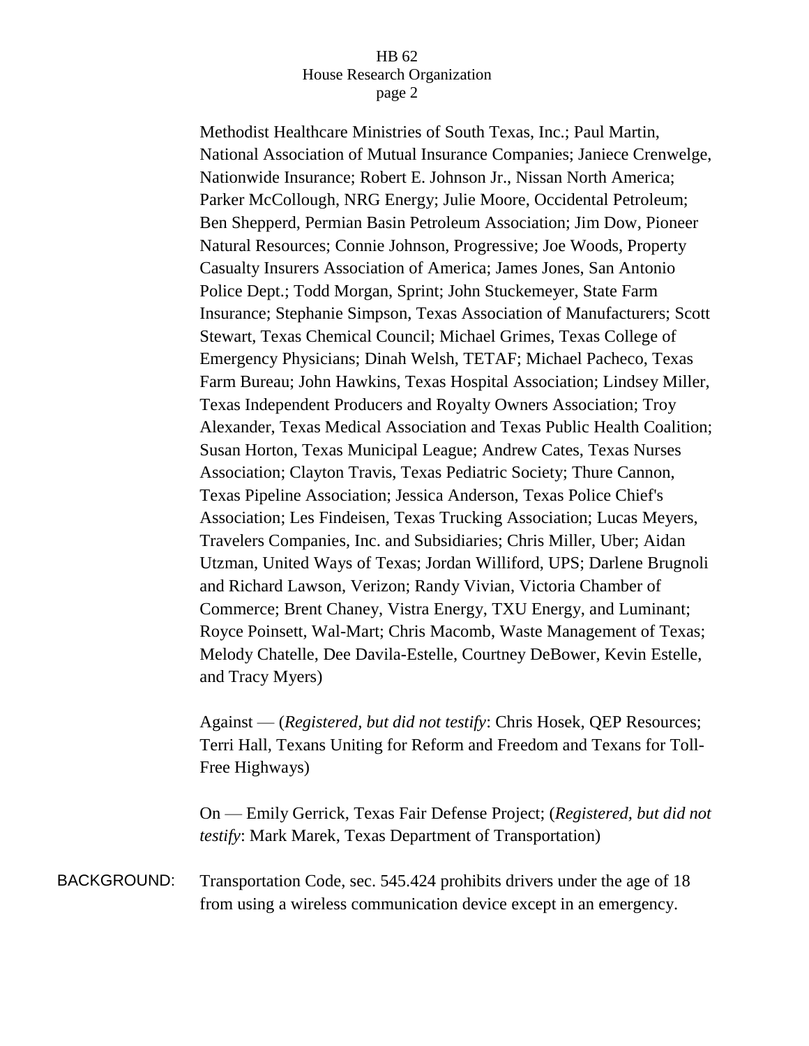Methodist Healthcare Ministries of South Texas, Inc.; Paul Martin, National Association of Mutual Insurance Companies; Janiece Crenwelge, Nationwide Insurance; Robert E. Johnson Jr., Nissan North America; Parker McCollough, NRG Energy; Julie Moore, Occidental Petroleum; Ben Shepperd, Permian Basin Petroleum Association; Jim Dow, Pioneer Natural Resources; Connie Johnson, Progressive; Joe Woods, Property Casualty Insurers Association of America; James Jones, San Antonio Police Dept.; Todd Morgan, Sprint; John Stuckemeyer, State Farm Insurance; Stephanie Simpson, Texas Association of Manufacturers; Scott Stewart, Texas Chemical Council; Michael Grimes, Texas College of Emergency Physicians; Dinah Welsh, TETAF; Michael Pacheco, Texas Farm Bureau; John Hawkins, Texas Hospital Association; Lindsey Miller, Texas Independent Producers and Royalty Owners Association; Troy Alexander, Texas Medical Association and Texas Public Health Coalition; Susan Horton, Texas Municipal League; Andrew Cates, Texas Nurses Association; Clayton Travis, Texas Pediatric Society; Thure Cannon, Texas Pipeline Association; Jessica Anderson, Texas Police Chief's Association; Les Findeisen, Texas Trucking Association; Lucas Meyers, Travelers Companies, Inc. and Subsidiaries; Chris Miller, Uber; Aidan Utzman, United Ways of Texas; Jordan Williford, UPS; Darlene Brugnoli and Richard Lawson, Verizon; Randy Vivian, Victoria Chamber of Commerce; Brent Chaney, Vistra Energy, TXU Energy, and Luminant; Royce Poinsett, Wal-Mart; Chris Macomb, Waste Management of Texas; Melody Chatelle, Dee Davila-Estelle, Courtney DeBower, Kevin Estelle, and Tracy Myers)

Against — (*Registered, but did not testify*: Chris Hosek, QEP Resources; Terri Hall, Texans Uniting for Reform and Freedom and Texans for Toll-Free Highways)

On — Emily Gerrick, Texas Fair Defense Project; (*Registered, but did not testify*: Mark Marek, Texas Department of Transportation)

BACKGROUND: Transportation Code, sec. 545.424 prohibits drivers under the age of 18 from using a wireless communication device except in an emergency.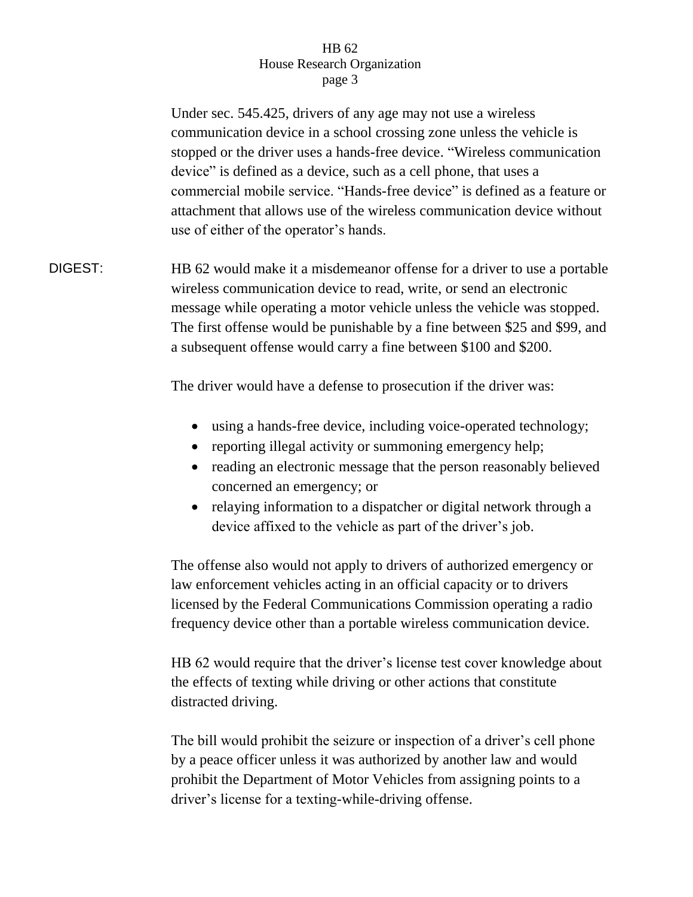Under sec. 545.425, drivers of any age may not use a wireless communication device in a school crossing zone unless the vehicle is stopped or the driver uses a hands-free device. "Wireless communication device" is defined as a device, such as a cell phone, that uses a commercial mobile service. "Hands-free device" is defined as a feature or attachment that allows use of the wireless communication device without use of either of the operator's hands.

**DIGEST:** HB 62 would make it a misdemeanor offense for a driver to use a portable wireless communication device to read, write, or send an electronic message while operating a motor vehicle unless the vehicle was stopped. The first offense would be punishable by a fine between $25 and $99, and a subsequent offense would carry a fine between $100 and $200.

The driver would have a defense to prosecution if the driver was:

- using a hands-free device, including voice-operated technology;
- reporting illegal activity or summoning emergency help;
- reading an electronic message that the person reasonably believed concerned an emergency; or
- relaying information to a dispatcher or digital network through a device affixed to the vehicle as part of the driver's job.

The offense also would not apply to drivers of authorized emergency or law enforcement vehicles acting in an official capacity or to drivers licensed by the Federal Communications Commission operating a radio frequency device other than a portable wireless communication device.

HB 62 would require that the driver's license test cover knowledge about the effects of texting while driving or other actions that constitute distracted driving.

The bill would prohibit the seizure or inspection of a driver's cell phone by a peace officer unless it was authorized by another law and would prohibit the Department of Motor Vehicles from assigning points to a driver's license for a texting-while-driving offense.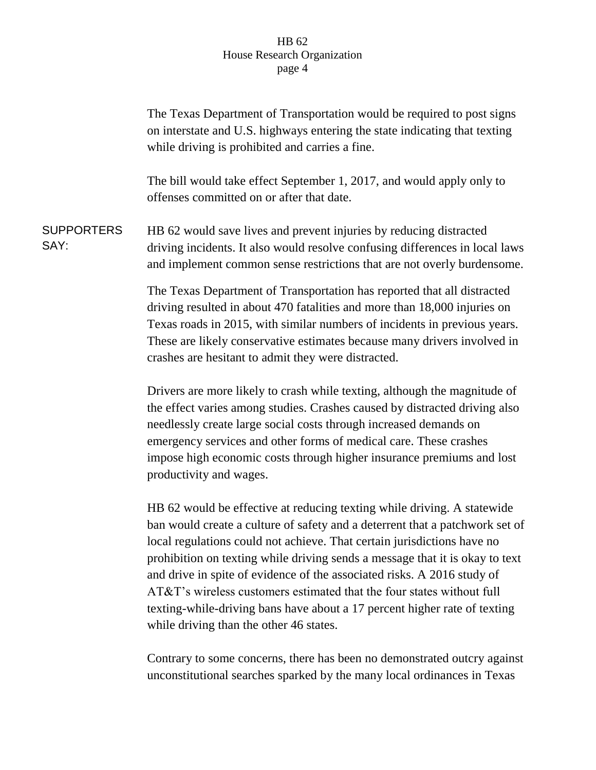The Texas Department of Transportation would be required to post signs on interstate and U.S. highways entering the state indicating that texting while driving is prohibited and carries a fine.

The bill would take effect September 1, 2017, and would apply only to offenses committed on or after that date.

**SUPPORTERS SAY:**

HB 62 would save lives and prevent injuries by reducing distracted driving incidents. It also would resolve confusing differences in local laws and implement common sense restrictions that are not overly burdensome.

The Texas Department of Transportation has reported that all distracted driving resulted in about 470 fatalities and more than 18,000 injuries on Texas roads in 2015, with similar numbers of incidents in previous years. These are likely conservative estimates because many drivers involved in crashes are hesitant to admit they were distracted.

Drivers are more likely to crash while texting, although the magnitude of the effect varies among studies. Crashes caused by distracted driving also needlessly create large social costs through increased demands on emergency services and other forms of medical care. These crashes impose high economic costs through higher insurance premiums and lost productivity and wages.

HB 62 would be effective at reducing texting while driving. A statewide ban would create a culture of safety and a deterrent that a patchwork set of local regulations could not achieve. That certain jurisdictions have no prohibition on texting while driving sends a message that it is okay to text and drive in spite of evidence of the associated risks. A 2016 study of AT&T's wireless customers estimated that the four states without full texting-while-driving bans have about a 17 percent higher rate of texting while driving than the other 46 states.

Contrary to some concerns, there has been no demonstrated outcry against unconstitutional searches sparked by the many local ordinances in Texas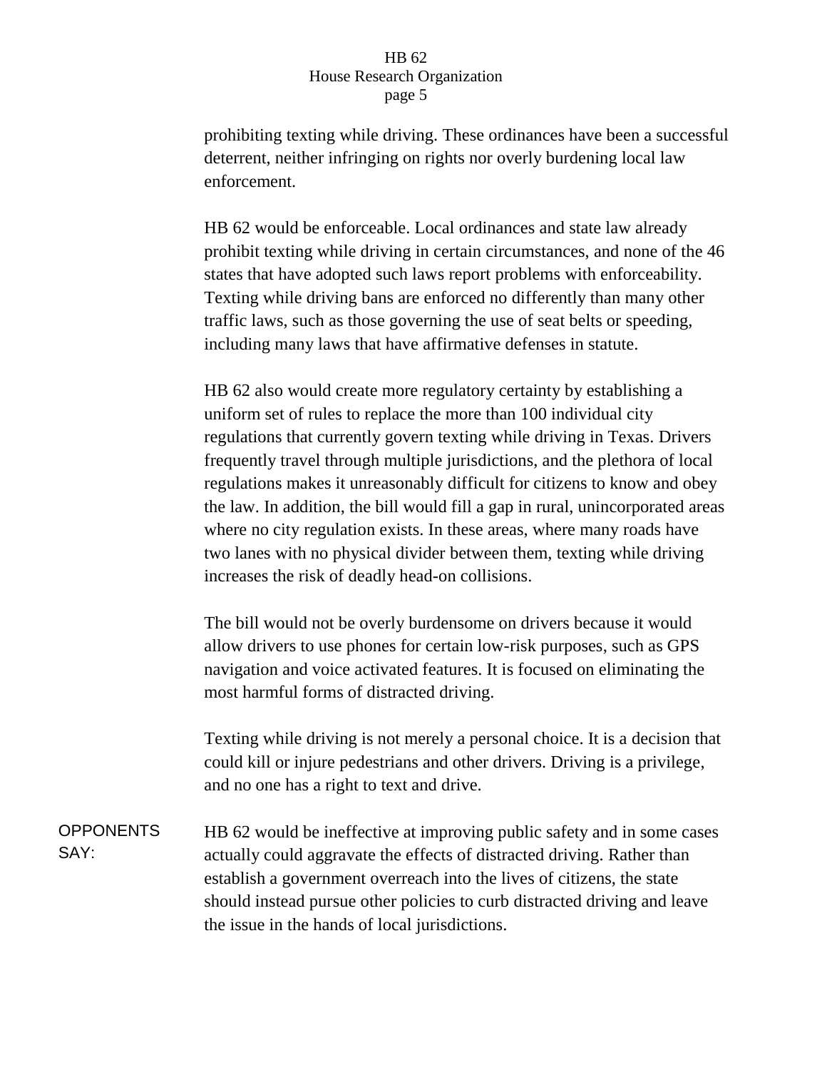prohibiting texting while driving. These ordinances have been a successful deterrent, neither infringing on rights nor overly burdening local law enforcement.

HB 62 would be enforceable. Local ordinances and state law already prohibit texting while driving in certain circumstances, and none of the 46 states that have adopted such laws report problems with enforceability. Texting while driving bans are enforced no differently than many other traffic laws, such as those governing the use of seat belts or speeding, including many laws that have affirmative defenses in statute.

HB 62 also would create more regulatory certainty by establishing a uniform set of rules to replace the more than 100 individual city regulations that currently govern texting while driving in Texas. Drivers frequently travel through multiple jurisdictions, and the plethora of local regulations makes it unreasonably difficult for citizens to know and obey the law. In addition, the bill would fill a gap in rural, unincorporated areas where no city regulation exists. In these areas, where many roads have two lanes with no physical divider between them, texting while driving increases the risk of deadly head-on collisions.

The bill would not be overly burdensome on drivers because it would allow drivers to use phones for certain low-risk purposes, such as GPS navigation and voice activated features. It is focused on eliminating the most harmful forms of distracted driving.

Texting while driving is not merely a personal choice. It is a decision that could kill or injure pedestrians and other drivers. Driving is a privilege, and no one has a right to text and drive.

**OPPONENTS SAY:**

HB 62 would be ineffective at improving public safety and in some cases actually could aggravate the effects of distracted driving. Rather than establish a government overreach into the lives of citizens, the state should instead pursue other policies to curb distracted driving and leave the issue in the hands of local jurisdictions.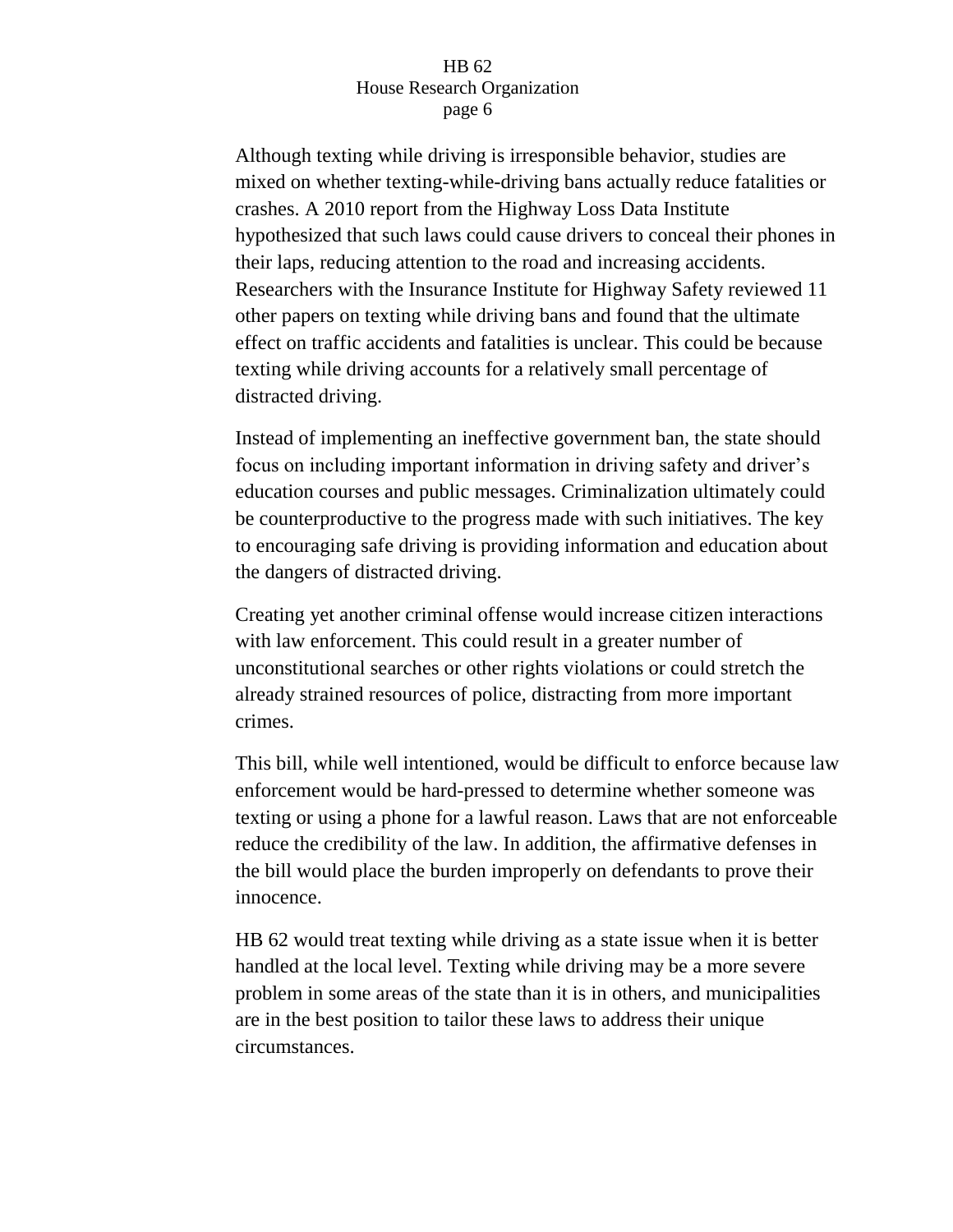Although texting while driving is irresponsible behavior, studies are mixed on whether texting-while-driving bans actually reduce fatalities or crashes. A 2010 report from the Highway Loss Data Institute hypothesized that such laws could cause drivers to conceal their phones in their laps, reducing attention to the road and increasing accidents. Researchers with the Insurance Institute for Highway Safety reviewed 11 other papers on texting while driving bans and found that the ultimate effect on traffic accidents and fatalities is unclear. This could be because texting while driving accounts for a relatively small percentage of distracted driving.

Instead of implementing an ineffective government ban, the state should focus on including important information in driving safety and driver's education courses and public messages. Criminalization ultimately could be counterproductive to the progress made with such initiatives. The key to encouraging safe driving is providing information and education about the dangers of distracted driving.

Creating yet another criminal offense would increase citizen interactions with law enforcement. This could result in a greater number of unconstitutional searches or other rights violations or could stretch the already strained resources of police, distracting from more important crimes.

This bill, while well intentioned, would be difficult to enforce because law enforcement would be hard-pressed to determine whether someone was texting or using a phone for a lawful reason. Laws that are not enforceable reduce the credibility of the law. In addition, the affirmative defenses in the bill would place the burden improperly on defendants to prove their innocence.

HB 62 would treat texting while driving as a state issue when it is better handled at the local level. Texting while driving may be a more severe problem in some areas of the state than it is in others, and municipalities are in the best position to tailor these laws to address their unique circumstances.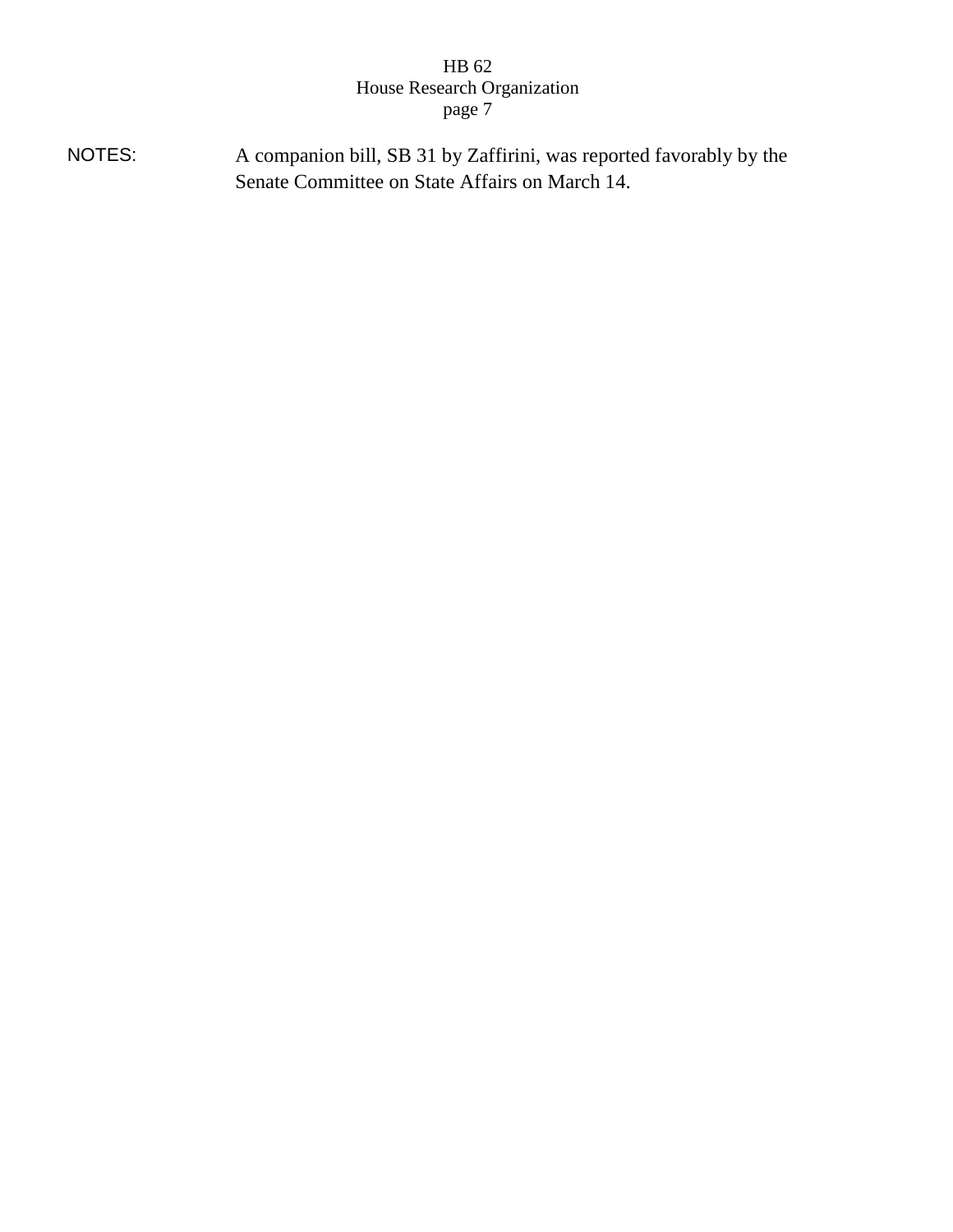NOTES: A companion bill, SB 31 by Zaffirini, was reported favorably by the Senate Committee on State Affairs on March 14.